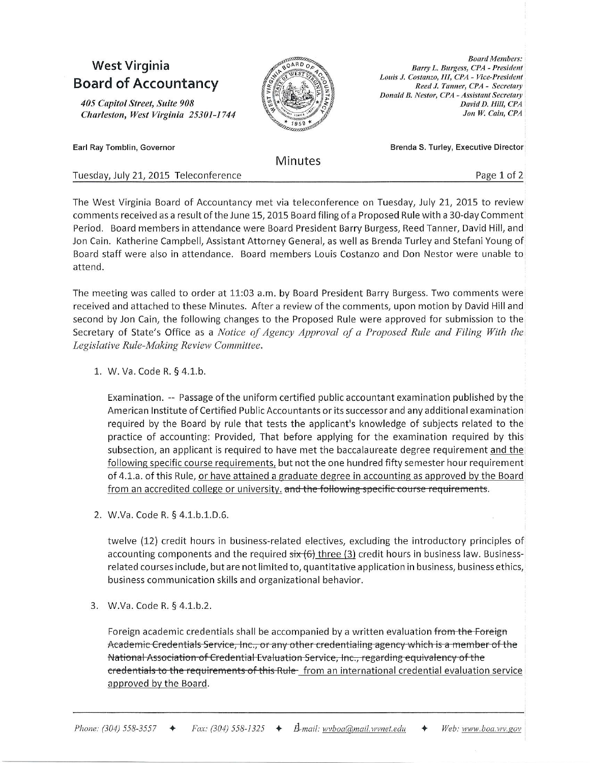# West Virginia Board of Accountancy

*405 Capitol Street, Suite 908*
*Charleston, West Virginia 25301-1744*

*Board Members:*
*Barry L. Burgess, CPA - President*
*Louis J. Costanzo, III, CPA - Vice-President*
*Reed J. Tanner, CPA - Secretary*
*Donald B. Nestor, CPA - Assistant Secretary*
*David D. Hill, CPA*
*Jon W. Cain, CPA*

Earl Ray Tomblin, Governor

Brenda S. Turley, Executive Director

## Minutes

Tuesday, July 21, 2015 Teleconference

The West Virginia Board of Accountancy met via teleconference on Tuesday, July 21, 2015 to review comments received as a result of the June 15, 2015 Board filing of a Proposed Rule with a 30-day Comment Period. Board members in attendance were Board President Barry Burgess, Reed Tanner, David Hill, and Jon Cain. Katherine Campbell, Assistant Attorney General, as well as Brenda Turley and Stefani Young of Board staff were also in attendance. Board members Louis Costanzo and Don Nestor were unable to attend.

The meeting was called to order at 11:03 a.m. by Board President Barry Burgess. Two comments were received and attached to these Minutes. After a review of the comments, upon motion by David Hill and second by Jon Cain, the following changes to the Proposed Rule were approved for submission to the Secretary of State's Office as a *Notice of Agency Approval of a Proposed Rule and Filing With the Legislative Rule-Making Review Committee*.

1. W. Va. Code R. § 4.1.b.

   Examination. -- Passage of the uniform certified public accountant examination published by the American Institute of Certified Public Accountants or its successor and any additional examination required by the Board by rule that tests the applicant's knowledge of subjects related to the practice of accounting: Provided, That before applying for the examination required by this subsection, an applicant is required to have met the baccalaureate degree requirement <u>and the following specific course requirements,</u> but not the one hundred fifty semester hour requirement of 4.1.a. of this Rule, <u>or have attained a graduate degree in accounting as approved by the Board from an accredited college or university.</u> ~~and the following specific course requirements~~.

2. W.Va. Code R. § 4.1.b.1.D.6.

   twelve (12) credit hours in business-related electives, excluding the introductory principles of accounting components and the required ~~six (6)~~ <u>three (3)</u> credit hours in business law. Business-related courses include, but are not limited to, quantitative application in business, business ethics, business communication skills and organizational behavior.

3. W.Va. Code R. § 4.1.b.2.

   Foreign academic credentials shall be accompanied by a written evaluation ~~from the Foreign Academic Credentials Service, Inc., or any other credentialing agency which is a member of the National Association of Credential Evaluation Service, Inc., regarding equivalency of the credentials to the requirements of this Rule~~. <u>from an international credential evaluation service approved by the Board</u>.

*Phone: (304) 558-3557* ✦ *Fax: (304) 558-1325* ✦ *E-mail: wvboa@mail.wvnet.edu* ✦ *Web: www.boa.wv.gov*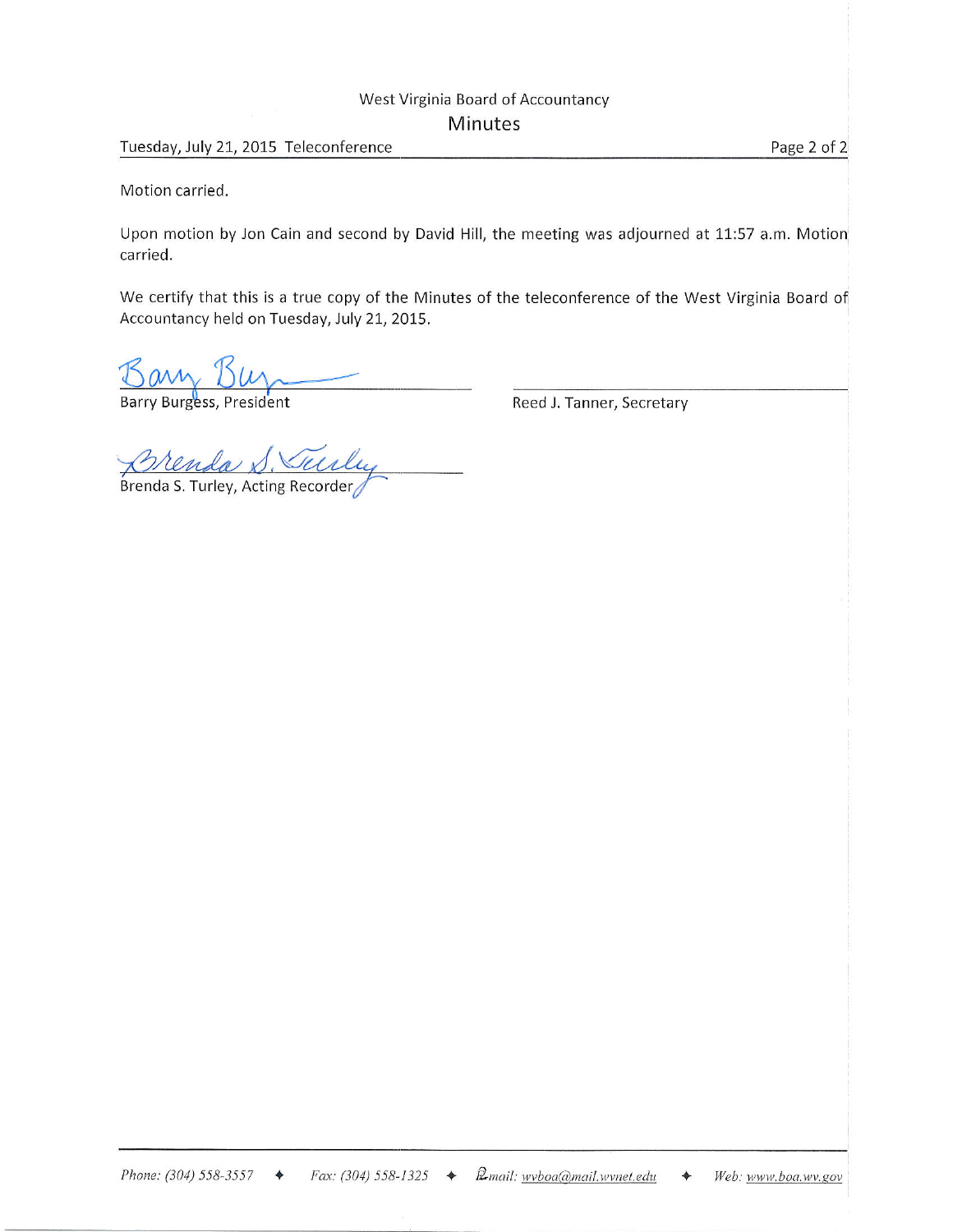Motion carried.

Upon motion by Jon Cain and second by David Hill, the meeting was adjourned at 11:57 a.m. Motion carried.

We certify that this is a true copy of the Minutes of the teleconference of the West Virginia Board of Accountancy held on Tuesday, July 21, 2015.

Barry Burgess, President

Reed J. Tanner, Secretary

Brenda S. Turley, Acting Recorder